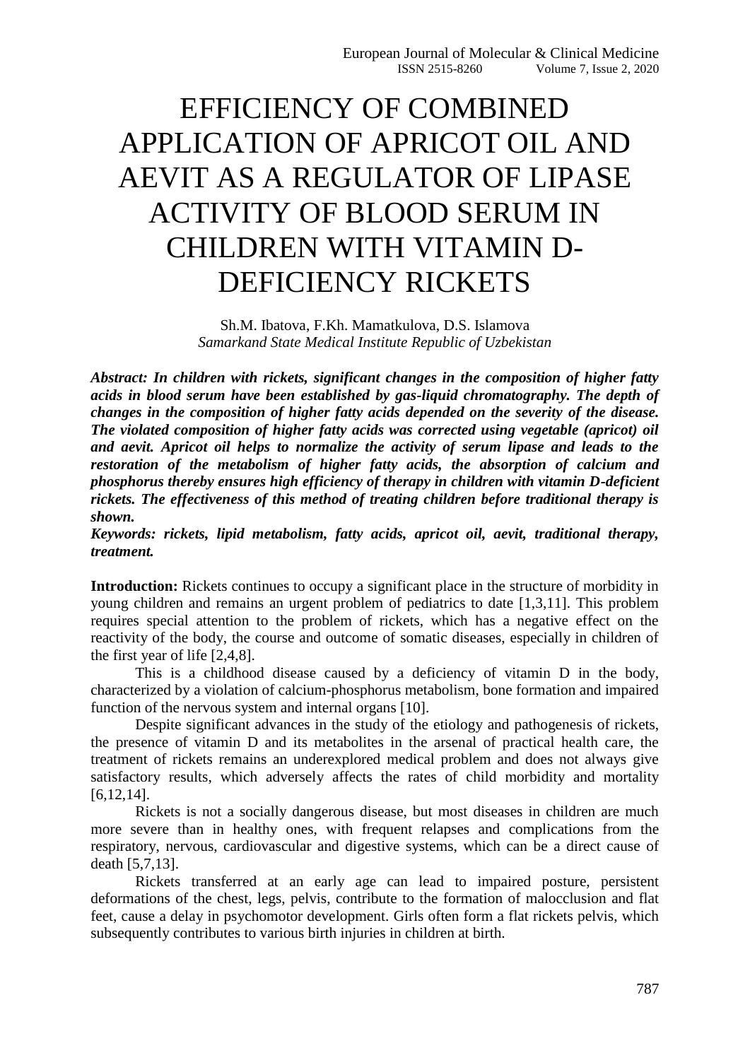# EFFICIENCY OF COMBINED APPLICATION OF APRICOT OIL AND AEVIT AS A REGULATOR OF LIPASE ACTIVITY OF BLOOD SERUM IN CHILDREN WITH VITAMIN D-DEFICIENCY RICKETS

Sh.M. Ibatova, F.Kh. Mamatkulova, D.S. Islamova

*Samarkand State Medical Institute Republic of Uzbekistan*

***Abstract: In children with rickets, significant changes in the composition of higher fatty acids in blood serum have been established by gas-liquid chromatography. The depth of changes in the composition of higher fatty acids depended on the severity of the disease. The violated composition of higher fatty acids was corrected using vegetable (apricot) oil and aevit. Apricot oil helps to normalize the activity of serum lipase and leads to the restoration of the metabolism of higher fatty acids, the absorption of calcium and phosphorus thereby ensures high efficiency of therapy in children with vitamin D-deficient rickets. The effectiveness of this method of treating children before traditional therapy is shown.***

***Keywords: rickets, lipid metabolism, fatty acids, apricot oil, aevit, traditional therapy, treatment.***

**Introduction:** Rickets continues to occupy a significant place in the structure of morbidity in young children and remains an urgent problem of pediatrics to date [1,3,11]. This problem requires special attention to the problem of rickets, which has a negative effect on the reactivity of the body, the course and outcome of somatic diseases, especially in children of the first year of life [2,4,8].

This is a childhood disease caused by a deficiency of vitamin D in the body, characterized by a violation of calcium-phosphorus metabolism, bone formation and impaired function of the nervous system and internal organs [10].

Despite significant advances in the study of the etiology and pathogenesis of rickets, the presence of vitamin D and its metabolites in the arsenal of practical health care, the treatment of rickets remains an underexplored medical problem and does not always give satisfactory results, which adversely affects the rates of child morbidity and mortality [6,12,14].

Rickets is not a socially dangerous disease, but most diseases in children are much more severe than in healthy ones, with frequent relapses and complications from the respiratory, nervous, cardiovascular and digestive systems, which can be a direct cause of death [5,7,13].

Rickets transferred at an early age can lead to impaired posture, persistent deformations of the chest, legs, pelvis, contribute to the formation of malocclusion and flat feet, cause a delay in psychomotor development. Girls often form a flat rickets pelvis, which subsequently contributes to various birth injuries in children at birth.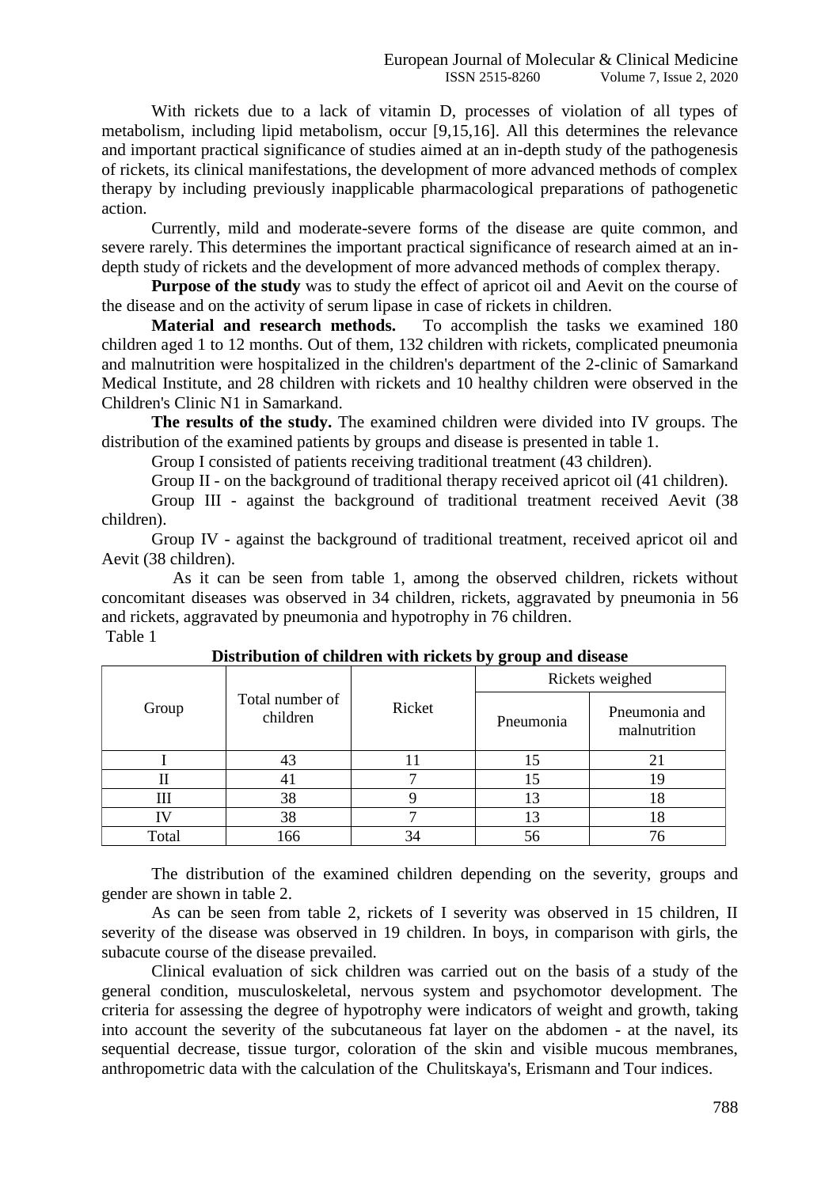With rickets due to a lack of vitamin D, processes of violation of all types of metabolism, including lipid metabolism, occur [9,15,16]. All this determines the relevance and important practical significance of studies aimed at an in-depth study of the pathogenesis of rickets, its clinical manifestations, the development of more advanced methods of complex therapy by including previously inapplicable pharmacological preparations of pathogenetic action.

Currently, mild and moderate-severe forms of the disease are quite common, and severe rarely. This determines the important practical significance of research aimed at an in-depth study of rickets and the development of more advanced methods of complex therapy.

**Purpose of the study** was to study the effect of apricot oil and Aevit on the course of the disease and on the activity of serum lipase in case of rickets in children.

**Material and research methods.** To accomplish the tasks we examined 180 children aged 1 to 12 months. Out of them, 132 children with rickets, complicated pneumonia and malnutrition were hospitalized in the children's department of the 2-clinic of Samarkand Medical Institute, and 28 children with rickets and 10 healthy children were observed in the Children's Clinic N1 in Samarkand.

**The results of the study.** The examined children were divided into IV groups. The distribution of the examined patients by groups and disease is presented in table 1.

Group I consisted of patients receiving traditional treatment (43 children).

Group II - on the background of traditional therapy received apricot oil (41 children).

Group III - against the background of traditional treatment received Aevit (38 children).

Group IV - against the background of traditional treatment, received apricot oil and Aevit (38 children).

As it can be seen from table 1, among the observed children, rickets without concomitant diseases was observed in 34 children, rickets, aggravated by pneumonia in 56 and rickets, aggravated by pneumonia and hypotrophy in 76 children.

Table 1

**Distribution of children with rickets by group and disease**

| Group | Total number of children | Ricket | Rickets weighed | |
|---|---|---|---|---|
| | | | Pneumonia | Pneumonia and malnutrition |
| I | 43 | 11 | 15 | 21 |
| II | 41 | 7 | 15 | 19 |
| III | 38 | 9 | 13 | 18 |
| IV | 38 | 7 | 13 | 18 |
| Total | 166 | 34 | 56 | 76 |

The distribution of the examined children depending on the severity, groups and gender are shown in table 2.

As can be seen from table 2, rickets of I severity was observed in 15 children, II severity of the disease was observed in 19 children. In boys, in comparison with girls, the subacute course of the disease prevailed.

Clinical evaluation of sick children was carried out on the basis of a study of the general condition, musculoskeletal, nervous system and psychomotor development. The criteria for assessing the degree of hypotrophy were indicators of weight and growth, taking into account the severity of the subcutaneous fat layer on the abdomen - at the navel, its sequential decrease, tissue turgor, coloration of the skin and visible mucous membranes, anthropometric data with the calculation of the Chulitskaya's, Erismann and Tour indices.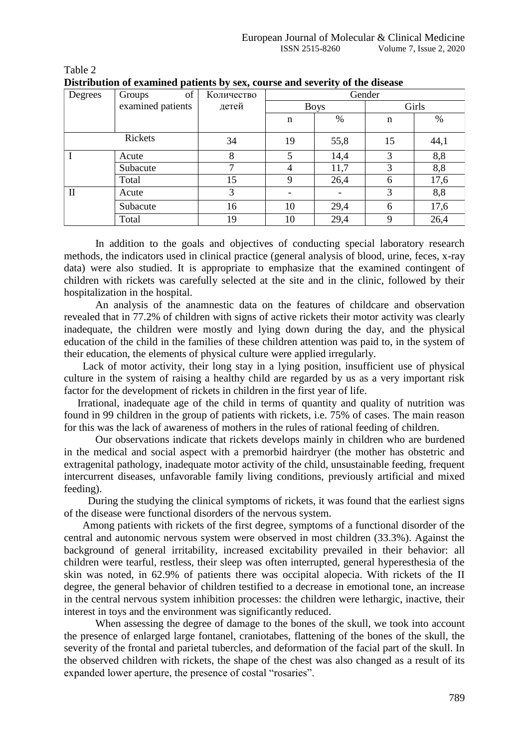Table 2

**Distribution of examined patients by sex, course and severity of the disease**

| Degrees | Groups of examined patients | Количество детей | Gender | | | |
|---|---|---|---|---|---|---|
| | | | Boys | | Girls | |
| | | | n | % | n | % |
| Rickets | | 34 | 19 | 55,8 | 15 | 44,1 |
| I | Acute | 8 | 5 | 14,4 | 3 | 8,8 |
| | Subacute | 7 | 4 | 11,7 | 3 | 8,8 |
| | Total | 15 | 9 | 26,4 | 6 | 17,6 |
| II | Acute | 3 | - | - | 3 | 8,8 |
| | Subacute | 16 | 10 | 29,4 | 6 | 17,6 |
| | Total | 19 | 10 | 29,4 | 9 | 26,4 |

In addition to the goals and objectives of conducting special laboratory research methods, the indicators used in clinical practice (general analysis of blood, urine, feces, x-ray data) were also studied. It is appropriate to emphasize that the examined contingent of children with rickets was carefully selected at the site and in the clinic, followed by their hospitalization in the hospital.

An analysis of the anamnestic data on the features of childcare and observation revealed that in 77.2% of children with signs of active rickets their motor activity was clearly inadequate, the children were mostly and lying down during the day, and the physical education of the child in the families of these children attention was paid to, in the system of their education, the elements of physical culture were applied irregularly.

Lack of motor activity, their long stay in a lying position, insufficient use of physical culture in the system of raising a healthy child are regarded by us as a very important risk factor for the development of rickets in children in the first year of life.

Irrational, inadequate age of the child in terms of quantity and quality of nutrition was found in 99 children in the group of patients with rickets, i.e. 75% of cases. The main reason for this was the lack of awareness of mothers in the rules of rational feeding of children.

Our observations indicate that rickets develops mainly in children who are burdened in the medical and social aspect with a premorbid hairdryer (the mother has obstetric and extragenital pathology, inadequate motor activity of the child, unsustainable feeding, frequent intercurrent diseases, unfavorable family living conditions, previously artificial and mixed feeding).

During the studying the clinical symptoms of rickets, it was found that the earliest signs of the disease were functional disorders of the nervous system.

Among patients with rickets of the first degree, symptoms of a functional disorder of the central and autonomic nervous system were observed in most children (33.3%). Against the background of general irritability, increased excitability prevailed in their behavior: all children were tearful, restless, their sleep was often interrupted, general hyperesthesia of the skin was noted, in 62.9% of patients there was occipital alopecia. With rickets of the II degree, the general behavior of children testified to a decrease in emotional tone, an increase in the central nervous system inhibition processes: the children were lethargic, inactive, their interest in toys and the environment was significantly reduced.

When assessing the degree of damage to the bones of the skull, we took into account the presence of enlarged large fontanel, craniotabes, flattening of the bones of the skull, the severity of the frontal and parietal tubercles, and deformation of the facial part of the skull. In the observed children with rickets, the shape of the chest was also changed as a result of its expanded lower aperture, the presence of costal "rosaries".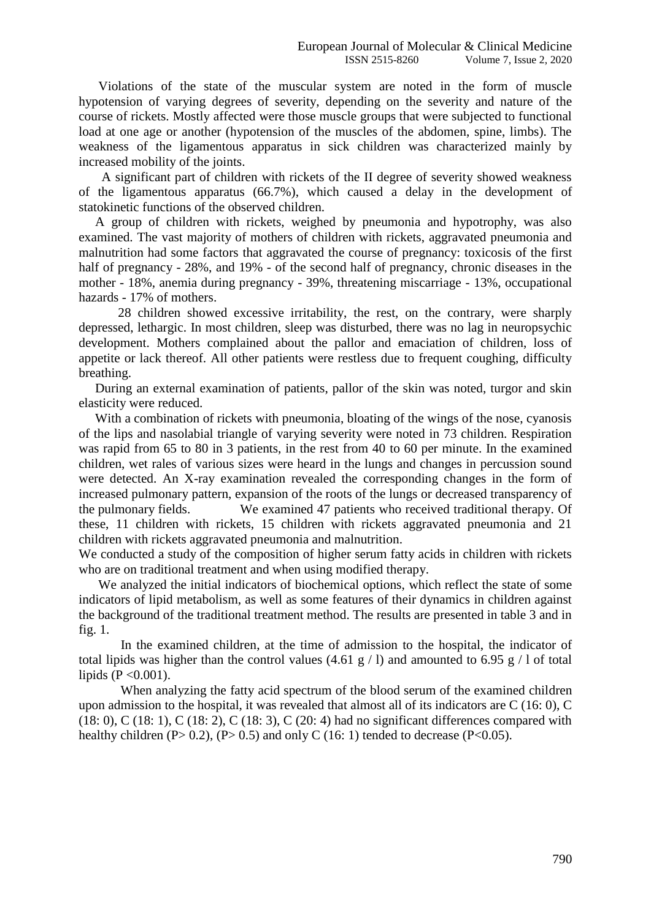Violations of the state of the muscular system are noted in the form of muscle hypotension of varying degrees of severity, depending on the severity and nature of the course of rickets. Mostly affected were those muscle groups that were subjected to functional load at one age or another (hypotension of the muscles of the abdomen, spine, limbs). The weakness of the ligamentous apparatus in sick children was characterized mainly by increased mobility of the joints.

A significant part of children with rickets of the II degree of severity showed weakness of the ligamentous apparatus (66.7%), which caused a delay in the development of statokinetic functions of the observed children.

A group of children with rickets, weighed by pneumonia and hypotrophy, was also examined. The vast majority of mothers of children with rickets, aggravated pneumonia and malnutrition had some factors that aggravated the course of pregnancy: toxicosis of the first half of pregnancy - 28%, and 19% - of the second half of pregnancy, chronic diseases in the mother - 18%, anemia during pregnancy - 39%, threatening miscarriage - 13%, occupational hazards - 17% of mothers.

28 children showed excessive irritability, the rest, on the contrary, were sharply depressed, lethargic. In most children, sleep was disturbed, there was no lag in neuropsychic development. Mothers complained about the pallor and emaciation of children, loss of appetite or lack thereof. All other patients were restless due to frequent coughing, difficulty breathing.

During an external examination of patients, pallor of the skin was noted, turgor and skin elasticity were reduced.

With a combination of rickets with pneumonia, bloating of the wings of the nose, cyanosis of the lips and nasolabial triangle of varying severity were noted in 73 children. Respiration was rapid from 65 to 80 in 3 patients, in the rest from 40 to 60 per minute. In the examined children, wet rales of various sizes were heard in the lungs and changes in percussion sound were detected. An X-ray examination revealed the corresponding changes in the form of increased pulmonary pattern, expansion of the roots of the lungs or decreased transparency of the pulmonary fields. We examined 47 patients who received traditional therapy. Of these, 11 children with rickets, 15 children with rickets aggravated pneumonia and 21 children with rickets aggravated pneumonia and malnutrition.

We conducted a study of the composition of higher serum fatty acids in children with rickets who are on traditional treatment and when using modified therapy.

We analyzed the initial indicators of biochemical options, which reflect the state of some indicators of lipid metabolism, as well as some features of their dynamics in children against the background of the traditional treatment method. The results are presented in table 3 and in fig. 1.

In the examined children, at the time of admission to the hospital, the indicator of total lipids was higher than the control values (4.61 g / l) and amounted to 6.95 g / l of total lipids ($P < 0.001$).

When analyzing the fatty acid spectrum of the blood serum of the examined children upon admission to the hospital, it was revealed that almost all of its indicators are C (16: 0), C (18: 0), C (18: 1), C (18: 2), C (18: 3), C (20: 4) had no significant differences compared with healthy children ($P > 0.2$), ($P > 0.5$) and only C (16: 1) tended to decrease ($P < 0.05$).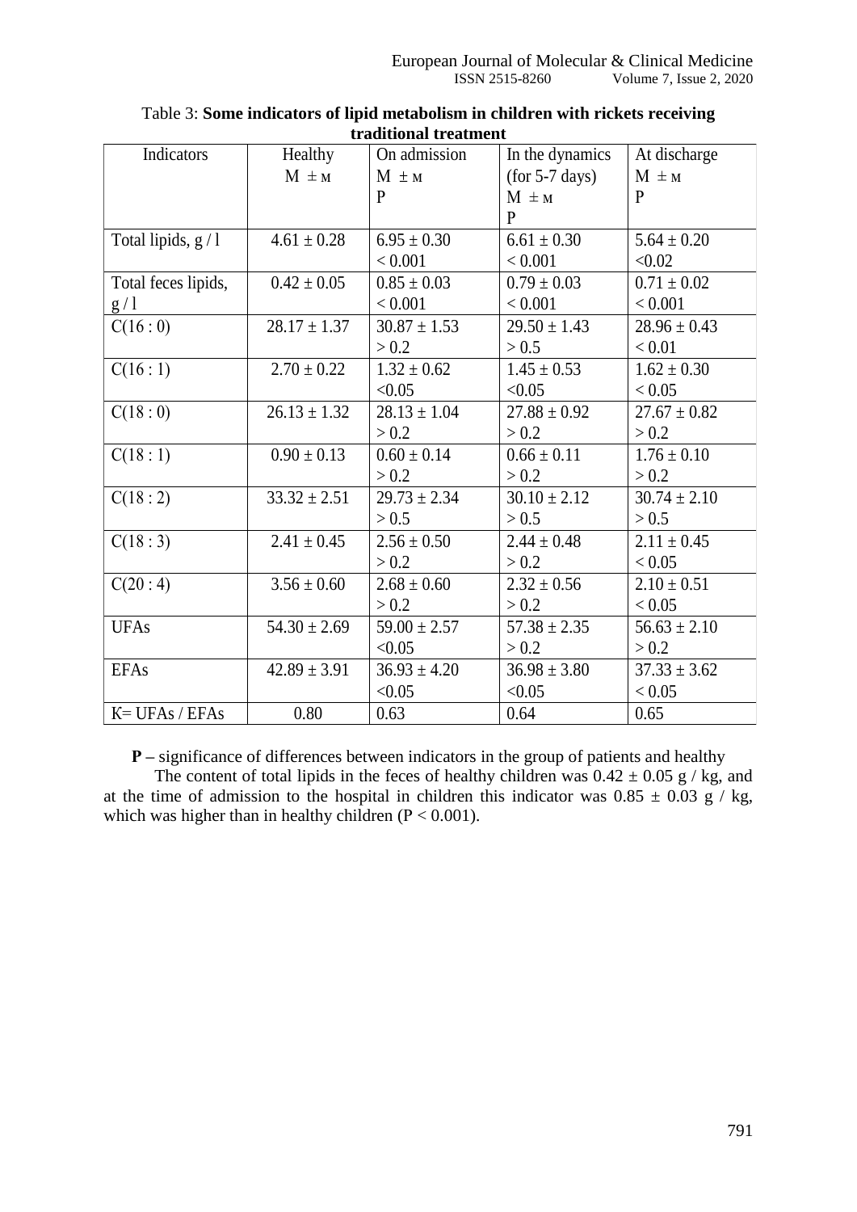Table 3: **Some indicators of lipid metabolism in children with rickets receiving traditional treatment**

| Indicators | Healthy M ± м | On admission M ± м P | In the dynamics (for 5-7 days) M ± м P | At discharge M ± м P |
|---|---|---|---|---|
| Total lipids, g / l | 4.61 ± 0.28 | 6.95 ± 0.30 < 0.001 | 6.61 ± 0.30 < 0.001 | 5.64 ± 0.20 <0.02 |
| Total feces lipids, g / l | 0.42 ± 0.05 | 0.85 ± 0.03 < 0.001 | 0.79 ± 0.03 < 0.001 | 0.71 ± 0.02 < 0.001 |
| C(16 : 0) | 28.17 ± 1.37 | 30.87 ± 1.53 > 0.2 | 29.50 ± 1.43 > 0.5 | 28.96 ± 0.43 < 0.01 |
| C(16 : 1) | 2.70 ± 0.22 | 1.32 ± 0.62 <0.05 | 1.45 ± 0.53 <0.05 | 1.62 ± 0.30 < 0.05 |
| C(18 : 0) | 26.13 ± 1.32 | 28.13 ± 1.04 > 0.2 | 27.88 ± 0.92 > 0.2 | 27.67 ± 0.82 > 0.2 |
| C(18 : 1) | 0.90 ± 0.13 | 0.60 ± 0.14 > 0.2 | 0.66 ± 0.11 > 0.2 | 1.76 ± 0.10 > 0.2 |
| C(18 : 2) | 33.32 ± 2.51 | 29.73 ± 2.34 > 0.5 | 30.10 ± 2.12 > 0.5 | 30.74 ± 2.10 > 0.5 |
| C(18 : 3) | 2.41 ± 0.45 | 2.56 ± 0.50 > 0.2 | 2.44 ± 0.48 > 0.2 | 2.11 ± 0.45 < 0.05 |
| C(20 : 4) | 3.56 ± 0.60 | 2.68 ± 0.60 > 0.2 | 2.32 ± 0.56 > 0.2 | 2.10 ± 0.51 < 0.05 |
| UFAs | 54.30 ± 2.69 | 59.00 ± 2.57 <0.05 | 57.38 ± 2.35 > 0.2 | 56.63 ± 2.10 > 0.2 |
| EFAs | 42.89 ± 3.91 | 36.93 ± 4.20 <0.05 | 36.98 ± 3.80 <0.05 | 37.33 ± 3.62 < 0.05 |
| K= UFAs / EFAs | 0.80 | 0.63 | 0.64 | 0.65 |

**P –** significance of differences between indicators in the group of patients and healthy

The content of total lipids in the feces of healthy children was 0.42 ± 0.05 g / kg, and at the time of admission to the hospital in children this indicator was 0.85 ± 0.03 g / kg, which was higher than in healthy children ($P < 0.001$).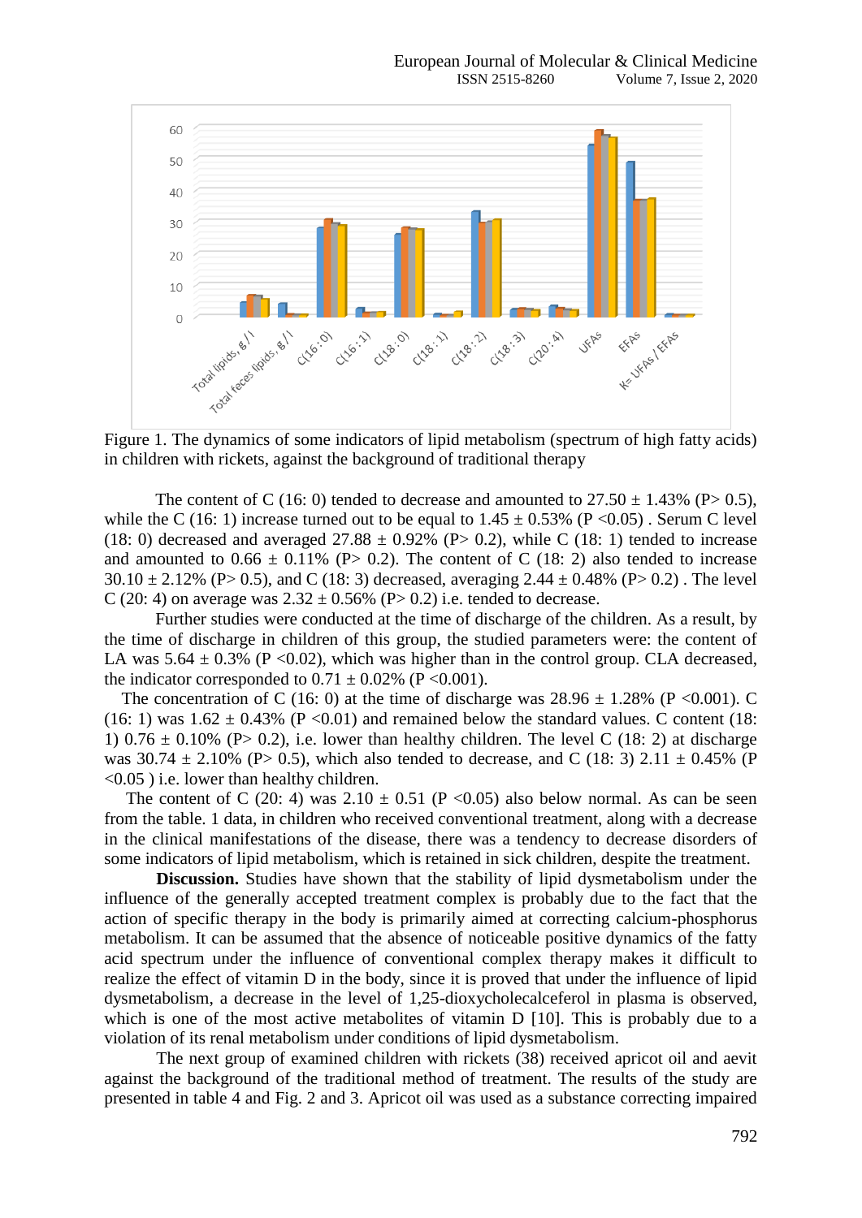Figure 1. The dynamics of some indicators of lipid metabolism (spectrum of high fatty acids) in children with rickets, against the background of traditional therapy

The content of C (16: 0) tended to decrease and amounted to 27.50 ± 1.43% (P> 0.5), while the C (16: 1) increase turned out to be equal to 1.45 ± 0.53% (P <0.05) . Serum C level (18: 0) decreased and averaged 27.88 ± 0.92% (P> 0.2), while C (18: 1) tended to increase and amounted to 0.66 ± 0.11% (P> 0.2). The content of C (18: 2) also tended to increase 30.10 ± 2.12% (P> 0.5), and C (18: 3) decreased, averaging 2.44 ± 0.48% (P> 0.2) . The level C (20: 4) on average was 2.32 ± 0.56% (P> 0.2) i.e. tended to decrease.

Further studies were conducted at the time of discharge of the children. As a result, by the time of discharge in children of this group, the studied parameters were: the content of LA was 5.64 ± 0.3% (P <0.02), which was higher than in the control group. CLA decreased, the indicator corresponded to 0.71 ± 0.02% (P <0.001).

The concentration of C (16: 0) at the time of discharge was 28.96 ± 1.28% (P <0.001). C (16: 1) was 1.62 ± 0.43% (P <0.01) and remained below the standard values. C content (18: 1) 0.76 ± 0.10% (P> 0.2), i.e. lower than healthy children. The level C (18: 2) at discharge was 30.74 ± 2.10% (P> 0.5), which also tended to decrease, and C (18: 3) 2.11 ± 0.45% (P <0.05 ) i.e. lower than healthy children.

The content of C (20: 4) was 2.10 ± 0.51 (P <0.05) also below normal. As can be seen from the table. 1 data, in children who received conventional treatment, along with a decrease in the clinical manifestations of the disease, there was a tendency to decrease disorders of some indicators of lipid metabolism, which is retained in sick children, despite the treatment.

**Discussion.** Studies have shown that the stability of lipid dysmetabolism under the influence of the generally accepted treatment complex is probably due to the fact that the action of specific therapy in the body is primarily aimed at correcting calcium-phosphorus metabolism. It can be assumed that the absence of noticeable positive dynamics of the fatty acid spectrum under the influence of conventional complex therapy makes it difficult to realize the effect of vitamin D in the body, since it is proved that under the influence of lipid dysmetabolism, a decrease in the level of 1,25-dioxycholecalceferol in plasma is observed, which is one of the most active metabolites of vitamin D [10]. This is probably due to a violation of its renal metabolism under conditions of lipid dysmetabolism.

The next group of examined children with rickets (38) received apricot oil and aevit against the background of the traditional method of treatment. The results of the study are presented in table 4 and Fig. 2 and 3. Apricot oil was used as a substance correcting impaired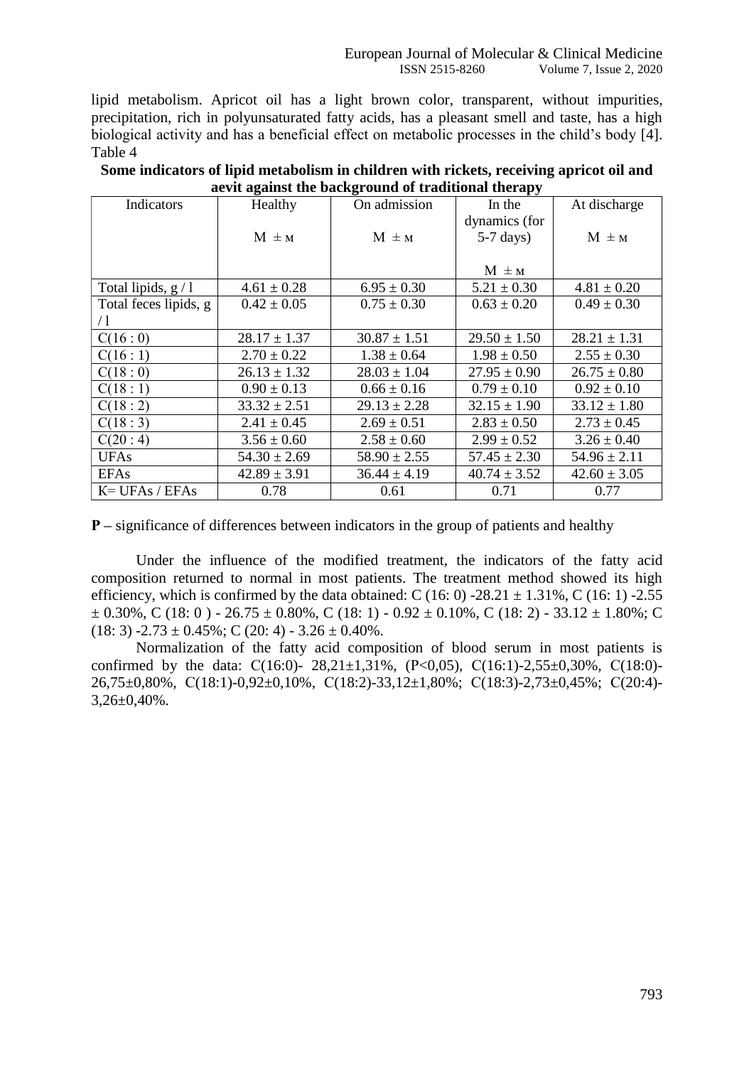lipid metabolism. Apricot oil has a light brown color, transparent, without impurities, precipitation, rich in polyunsaturated fatty acids, has a pleasant smell and taste, has a high biological activity and has a beneficial effect on metabolic processes in the child's body [4].

Table 4

**Some indicators of lipid metabolism in children with rickets, receiving apricot oil and aevit against the background of traditional therapy**

| Indicators | Healthy<br>M ± м | On admission<br>M ± м | In the dynamics (for 5-7 days)<br>M ± м | At discharge<br>M ± м |
|---|---|---|---|---|
| Total lipids, g / l | 4.61 ± 0.28 | 6.95 ± 0.30 | 5.21 ± 0.30 | 4.81 ± 0.20 |
| Total feces lipids, g / l | 0.42 ± 0.05 | 0.75 ± 0.30 | 0.63 ± 0.20 | 0.49 ± 0.30 |
| C(16 : 0) | 28.17 ± 1.37 | 30.87 ± 1.51 | 29.50 ± 1.50 | 28.21 ± 1.31 |
| C(16 : 1) | 2.70 ± 0.22 | 1.38 ± 0.64 | 1.98 ± 0.50 | 2.55 ± 0.30 |
| C(18 : 0) | 26.13 ± 1.32 | 28.03 ± 1.04 | 27.95 ± 0.90 | 26.75 ± 0.80 |
| C(18 : 1) | 0.90 ± 0.13 | 0.66 ± 0.16 | 0.79 ± 0.10 | 0.92 ± 0.10 |
| C(18 : 2) | 33.32 ± 2.51 | 29.13 ± 2.28 | 32.15 ± 1.90 | 33.12 ± 1.80 |
| C(18 : 3) | 2.41 ± 0.45 | 2.69 ± 0.51 | 2.83 ± 0.50 | 2.73 ± 0.45 |
| C(20 : 4) | 3.56 ± 0.60 | 2.58 ± 0.60 | 2.99 ± 0.52 | 3.26 ± 0.40 |
| UFAs | 54.30 ± 2.69 | 58.90 ± 2.55 | 57.45 ± 2.30 | 54.96 ± 2.11 |
| EFAs | 42.89 ± 3.91 | 36.44 ± 4.19 | 40.74 ± 3.52 | 42.60 ± 3.05 |
| K= UFAs / EFAs | 0.78 | 0.61 | 0.71 | 0.77 |

**P –** significance of differences between indicators in the group of patients and healthy

Under the influence of the modified treatment, the indicators of the fatty acid composition returned to normal in most patients. The treatment method showed its high efficiency, which is confirmed by the data obtained: C (16: 0) -28.21 ± 1.31%, C (16: 1) -2.55 ± 0.30%, C (18: 0 ) - 26.75 ± 0.80%, C (18: 1) - 0.92 ± 0.10%, C (18: 2) - 33.12 ± 1.80%; C (18: 3) -2.73 ± 0.45%; C (20: 4) - 3.26 ± 0.40%.

Normalization of the fatty acid composition of blood serum in most patients is confirmed by the data: C(16:0)- 28,21±1,31%, ($P<0,05$), C(16:1)-2,55±0,30%, C(18:0)-26,75±0,80%, C(18:1)-0,92±0,10%, C(18:2)-33,12±1,80%; C(18:3)-2,73±0,45%; C(20:4)-3,26±0,40%.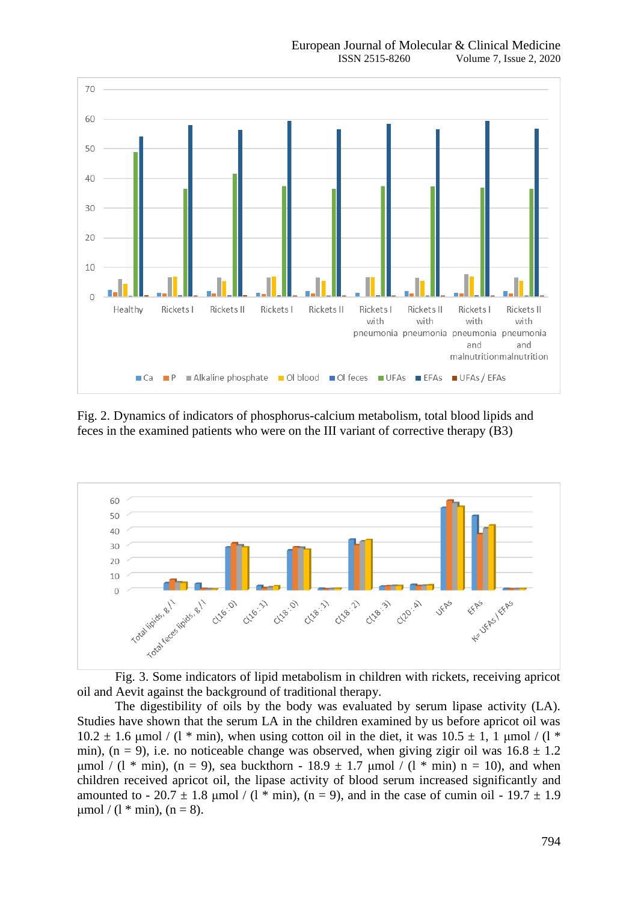Fig. 2. Dynamics of indicators of phosphorus-calcium metabolism, total blood lipids and feces in the examined patients who were on the III variant of corrective therapy (B3)

Fig. 3. Some indicators of lipid metabolism in children with rickets, receiving apricot oil and Aevit against the background of traditional therapy.

The digestibility of oils by the body was evaluated by serum lipase activity (LA). Studies have shown that the serum LA in the children examined by us before apricot oil was 10.2 ± 1.6 μmol / (l * min), when using cotton oil in the diet, it was 10.5 ± 1, 1 μmol / (l * min), (n = 9), i.e. no noticeable change was observed, when giving zigir oil was 16.8 ± 1.2 μmol / (l * min), (n = 9), sea buckthorn - 18.9 ± 1.7 μmol / (l * min) n = 10), and when children received apricot oil, the lipase activity of blood serum increased significantly and amounted to - 20.7 ± 1.8 μmol / (l * min), (n = 9), and in the case of cumin oil - 19.7 ± 1.9 μmol / (l * min), (n = 8).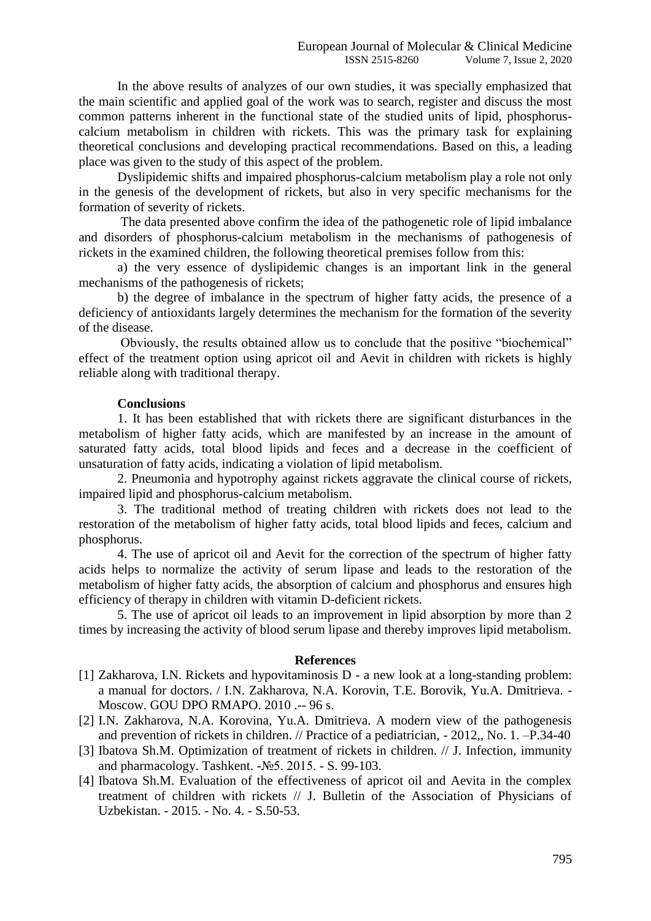In the above results of analyzes of our own studies, it was specially emphasized that the main scientific and applied goal of the work was to search, register and discuss the most common patterns inherent in the functional state of the studied units of lipid, phosphorus-calcium metabolism in children with rickets. This was the primary task for explaining theoretical conclusions and developing practical recommendations. Based on this, a leading place was given to the study of this aspect of the problem.

Dyslipidemic shifts and impaired phosphorus-calcium metabolism play a role not only in the genesis of the development of rickets, but also in very specific mechanisms for the formation of severity of rickets.

The data presented above confirm the idea of the pathogenetic role of lipid imbalance and disorders of phosphorus-calcium metabolism in the mechanisms of pathogenesis of rickets in the examined children, the following theoretical premises follow from this:

a) the very essence of dyslipidemic changes is an important link in the general mechanisms of the pathogenesis of rickets;

b) the degree of imbalance in the spectrum of higher fatty acids, the presence of a deficiency of antioxidants largely determines the mechanism for the formation of the severity of the disease.

Obviously, the results obtained allow us to conclude that the positive "biochemical" effect of the treatment option using apricot oil and Aevit in children with rickets is highly reliable along with traditional therapy.

## Conclusions

1. It has been established that with rickets there are significant disturbances in the metabolism of higher fatty acids, which are manifested by an increase in the amount of saturated fatty acids, total blood lipids and feces and a decrease in the coefficient of unsaturation of fatty acids, indicating a violation of lipid metabolism.

2. Pneumonia and hypotrophy against rickets aggravate the clinical course of rickets, impaired lipid and phosphorus-calcium metabolism.

3. The traditional method of treating children with rickets does not lead to the restoration of the metabolism of higher fatty acids, total blood lipids and feces, calcium and phosphorus.

4. The use of apricot oil and Aevit for the correction of the spectrum of higher fatty acids helps to normalize the activity of serum lipase and leads to the restoration of the metabolism of higher fatty acids, the absorption of calcium and phosphorus and ensures high efficiency of therapy in children with vitamin D-deficient rickets.

5. The use of apricot oil leads to an improvement in lipid absorption by more than 2 times by increasing the activity of blood serum lipase and thereby improves lipid metabolism.

## References

[1] Zakharova, I.N. Rickets and hypovitaminosis D - a new look at a long-standing problem: a manual for doctors. / I.N. Zakharova, N.A. Korovin, T.E. Borovik, Yu.A. Dmitrieva. - Moscow. GOU DPO RMAPO. 2010 .-- 96 s.

[2] I.N. Zakharova, N.A. Korovina, Yu.A. Dmitrieva. A modern view of the pathogenesis and prevention of rickets in children. // Practice of a pediatrician, - 2012,, No. 1. –P.34-40

[3] Ibatova Sh.M. Optimization of treatment of rickets in children. // J. Infection, immunity and pharmacology. Tashkent. -№5. 2015. - S. 99-103.

[4] Ibatova Sh.M. Evaluation of the effectiveness of apricot oil and Aevita in the complex treatment of children with rickets // J. Bulletin of the Association of Physicians of Uzbekistan. - 2015. - No. 4. - S.50-53.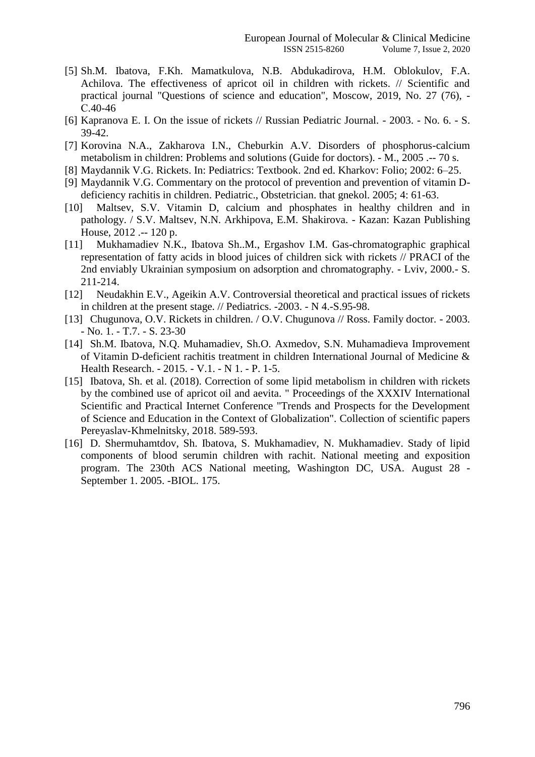[5] Sh.M. Ibatova, F.Kh. Mamatkulova, N.B. Abdukadirova, H.M. Oblokulov, F.A. Achilova. The effectiveness of apricot oil in children with rickets. // Scientific and practical journal "Questions of science and education", Moscow, 2019, No. 27 (76), - C.40-46

[6] Kapranova E. I. On the issue of rickets // Russian Pediatric Journal. - 2003. - No. 6. - S. 39-42.

[7] Korovina N.A., Zakharova I.N., Cheburkin A.V. Disorders of phosphorus-calcium metabolism in children: Problems and solutions (Guide for doctors). - M., 2005 .-- 70 s.

[8] Maydannik V.G. Rickets. In: Pediatrics: Textbook. 2nd ed. Kharkov: Folio; 2002: 6–25.

[9] Maydannik V.G. Commentary on the protocol of prevention and prevention of vitamin D-deficiency rachitis in children. Pediatric., Obstetrician. that gnekol. 2005; 4: 61-63.

[10] Maltsev, S.V. Vitamin D, calcium and phosphates in healthy children and in pathology. / S.V. Maltsev, N.N. Arkhipova, E.M. Shakirova. - Kazan: Kazan Publishing House, 2012 .-- 120 p.

[11] Mukhamadiev N.K., Ibatova Sh..M., Ergashov I.M. Gas-chromatographic graphical representation of fatty acids in blood juices of children sick with rickets // PRACI of the 2nd enviably Ukrainian symposium on adsorption and chromatography. - Lviv, 2000.- S. 211-214.

[12] Neudakhin E.V., Ageikin A.V. Controversial theoretical and practical issues of rickets in children at the present stage. // Pediatrics. -2003. - N 4.-S.95-98.

[13] Chugunova, O.V. Rickets in children. / O.V. Chugunova // Ross. Family doctor. - 2003. - No. 1. - T.7. - S. 23-30

[14] Sh.M. Ibatova, N.Q. Muhamadiev, Sh.O. Axmedov, S.N. Muhamadieva Improvement of Vitamin D-deficient rachitis treatment in children International Journal of Medicine & Health Research. - 2015. - V.1. - N 1. - P. 1-5.

[15] Ibatova, Sh. et al. (2018). Correction of some lipid metabolism in children with rickets by the combined use of apricot oil and aevita. " Proceedings of the XXXIV International Scientific and Practical Internet Conference "Trends and Prospects for the Development of Science and Education in the Context of Globalization". Collection of scientific papers Pereyaslav-Khmelnitsky, 2018. 589-593.

[16] D. Shermuhamtdov, Sh. Ibatova, S. Mukhamadiev, N. Mukhamadiev. Stady of lipid components of blood serumin children with rachit. National meeting and exposition program. The 230th ACS National meeting, Washington DC, USA. August 28 - September 1. 2005. -BIOL. 175.